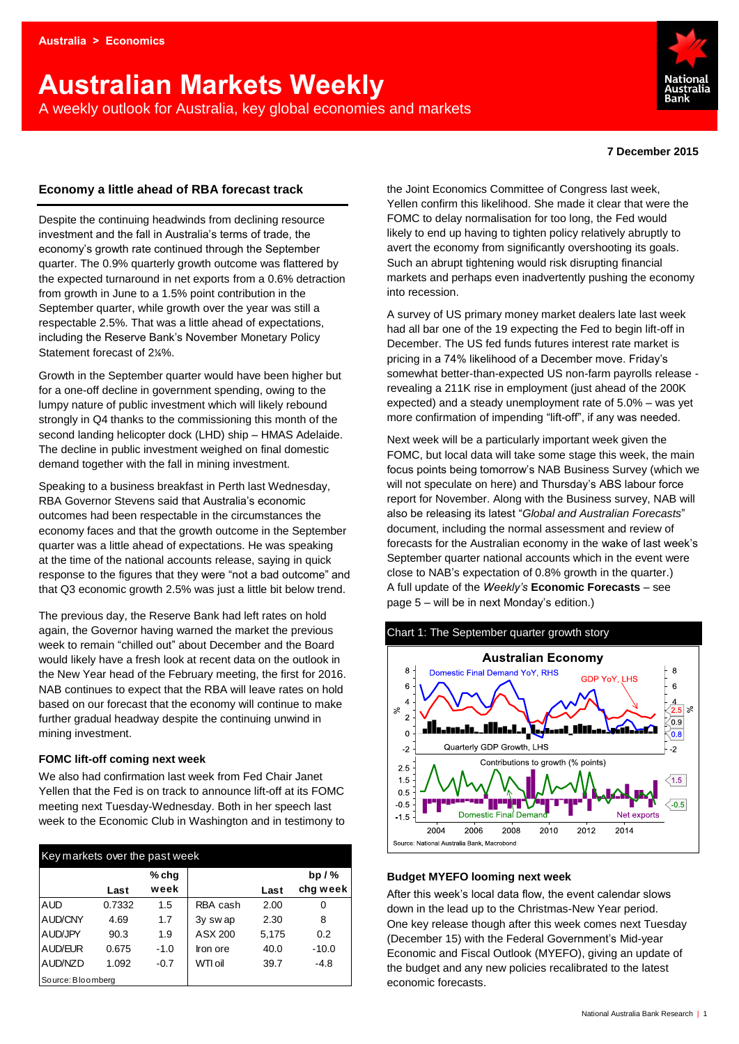Australia > Economics

# Australian Markets Weekly

A weekly outlook for Australia, key global economies and markets

**7 December 2015**

## Economy a little ahead of RBA forecast track

Despite the continuing headwinds from declining resource investment and the fall in Australia's terms of trade, the economy's growth rate continued through the September quarter. The 0.9% quarterly growth outcome was flattered by the expected turnaround in net exports from a 0.6% detraction from growth in June to a 1.5% point contribution in the September quarter, while growth over the year was still a respectable 2.5%. That was a little ahead of expectations, including the Reserve Bank's November Monetary Policy Statement forecast of 2¼%.

Growth in the September quarter would have been higher but for a one-off decline in government spending, owing to the lumpy nature of public investment which will likely rebound strongly in Q4 thanks to the commissioning this month of the second landing helicopter dock (LHD) ship – HMAS Adelaide. The decline in public investment weighed on final domestic demand together with the fall in mining investment.

Speaking to a business breakfast in Perth last Wednesday, RBA Governor Stevens said that Australia's economic outcomes had been respectable in the circumstances the economy faces and that the growth outcome in the September quarter was a little ahead of expectations. He was speaking at the time of the national accounts release, saying in quick response to the figures that they were "not a bad outcome" and that Q3 economic growth 2.5% was just a little bit below trend.

The previous day, the Reserve Bank had left rates on hold again, the Governor having warned the market the previous week to remain "chilled out" about December and the Board would likely have a fresh look at recent data on the outlook in the New Year head of the February meeting, the first for 2016. NAB continues to expect that the RBA will leave rates on hold based on our forecast that the economy will continue to make further gradual headway despite the continuing unwind in mining investment.

### FOMC lift-off coming next week

We also had confirmation last week from Fed Chair Janet Yellen that the Fed is on track to announce lift-off at its FOMC meeting next Tuesday-Wednesday. Both in her speech last week to the Economic Club in Washington and in testimony to the Joint Economics Committee of Congress last week, Yellen confirm this likelihood. She made it clear that were the FOMC to delay normalisation for too long, the Fed would likely to end up having to tighten policy relatively abruptly to avert the economy from significantly overshooting its goals. Such an abrupt tightening would risk disrupting financial markets and perhaps even inadvertently pushing the economy into recession.

A survey of US primary money market dealers late last week had all bar one of the 19 expecting the Fed to begin lift-off in December. The US fed funds futures interest rate market is pricing in a 74% likelihood of a December move. Friday's somewhat better-than-expected US non-farm payrolls release - revealing a 211K rise in employment (just ahead of the 200K expected) and a steady unemployment rate of 5.0% – was yet more confirmation of impending "lift-off", if any was needed.

Next week will be a particularly important week given the FOMC, but local data will take some stage this week, the main focus points being tomorrow's NAB Business Survey (which we will not speculate on here) and Thursday's ABS labour force report for November. Along with the Business survey, NAB will also be releasing its latest "*Global and Australian Forecasts*" document, including the normal assessment and review of forecasts for the Australian economy in the wake of last week's September quarter national accounts which in the event were close to NAB's expectation of 0.8% growth in the quarter.) A full update of the *Weekly's* **Economic Forecasts** – see page 5 – will be in next Monday's edition.)

| Key markets over the past week | | | | | |
|---|---|---|---|---|---|
| | **Last** | **% chg week** | | **Last** | **bp / % chg week** |
| AUD | 0.7332 | 1.5 | RBA cash | 2.00 | 0 |
| AUD/CNY | 4.69 | 1.7 | 3y swap | 2.30 | 8 |
| AUD/JPY | 90.3 | 1.9 | ASX 200 | 5,175 | 0.2 |
| AUD/EUR | 0.675 | -1.0 | Iron ore | 40.0 | -10.0 |
| AUD/NZD | 1.092 | -0.7 | WTI oil | 39.7 | -4.8 |

Source: Bloomberg

Chart 1: The September quarter growth story

Source: National Australia Bank, Macrobond

### Budget MYEFO looming next week

After this week's local data flow, the event calendar slows down in the lead up to the Christmas-New Year period. One key release though after this week comes next Tuesday (December 15) with the Federal Government's Mid-year Economic and Fiscal Outlook (MYEFO), giving an update of the budget and any new policies recalibrated to the latest economic forecasts.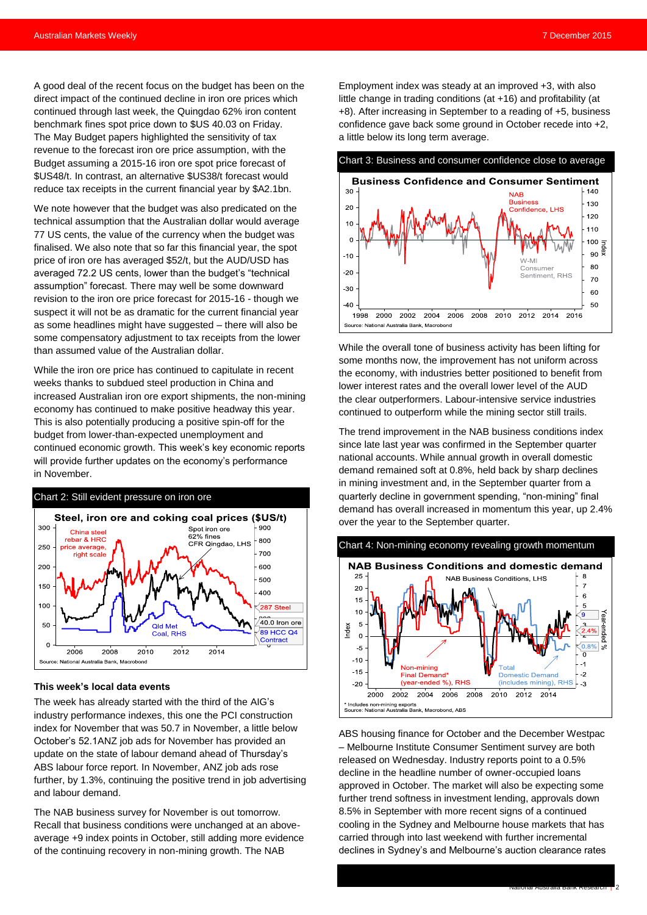A good deal of the recent focus on the budget has been on the direct impact of the continued decline in iron ore prices which continued through last week, the Quingdao 62% iron content benchmark fines spot price down to $US 40.03 on Friday. The May Budget papers highlighted the sensitivity of tax revenue to the forecast iron ore price assumption, with the Budget assuming a 2015-16 iron ore spot price forecast of $US48/t. In contrast, an alternative $US38/t forecast would reduce tax receipts in the current financial year by $A2.1bn.

We note however that the budget was also predicated on the technical assumption that the Australian dollar would average 77 US cents, the value of the currency when the budget was finalised. We also note that so far this financial year, the spot price of iron ore has averaged $52/t, but the AUD/USD has averaged 72.2 US cents, lower than the budget's "technical assumption" forecast. There may well be some downward revision to the iron ore price forecast for 2015-16 - though we suspect it will not be as dramatic for the current financial year as some headlines might have suggested – there will also be some compensatory adjustment to tax receipts from the lower than assumed value of the Australian dollar.

While the iron ore price has continued to capitulate in recent weeks thanks to subdued steel production in China and increased Australian iron ore export shipments, the non-mining economy has continued to make positive headway this year. This is also potentially producing a positive spin-off for the budget from lower-than-expected unemployment and continued economic growth. This week's key economic reports will provide further updates on the economy's performance in November.

Chart 2: Still evident pressure on iron ore

Steel, iron ore and coking coal prices ($US/t)

Source: National Australia Bank, Macrobond

### This week's local data events

The week has already started with the third of the AIG's industry performance indexes, this one the PCI construction index for November that was 50.7 in November, a little below October's 52.1ANZ job ads for November has provided an update on the state of labour demand ahead of Thursday's ABS labour force report. In November, ANZ job ads rose further, by 1.3%, continuing the positive trend in job advertising and labour demand.

The NAB business survey for November is out tomorrow. Recall that business conditions were unchanged at an above-average +9 index points in October, still adding more evidence of the continuing recovery in non-mining growth. The NAB Employment index was steady at an improved +3, with also little change in trading conditions (at +16) and profitability (at +8). After increasing in September to a reading of +5, business confidence gave back some ground in October recede into +2, a little below its long term average.

Chart 3: Business and consumer confidence close to average

Business Confidence and Consumer Sentiment

Source: National Australia Bank, Macrobond

While the overall tone of business activity has been lifting for some months now, the improvement has not uniform across the economy, with industries better positioned to benefit from lower interest rates and the overall lower level of the AUD the clear outperformers. Labour-intensive service industries continued to outperform while the mining sector still trails.

The trend improvement in the NAB business conditions index since late last year was confirmed in the September quarter national accounts. While annual growth in overall domestic demand remained soft at 0.8%, held back by sharp declines in mining investment and, in the September quarter from a quarterly decline in government spending, "non-mining" final demand has overall increased in momentum this year, up 2.4% over the year to the September quarter.

Chart 4: Non-mining economy revealing growth momentum

NAB Business Conditions and domestic demand

* Includes non-mining exports
Source: National Australia Bank, Macrobond, ABS

ABS housing finance for October and the December Westpac – Melbourne Institute Consumer Sentiment survey are both released on Wednesday. Industry reports point to a 0.5% decline in the headline number of owner-occupied loans approved in October. The market will also be expecting some further trend softness in investment lending, approvals down 8.5% in September with more recent signs of a continued cooling in the Sydney and Melbourne house markets that has carried through into last weekend with further incremental declines in Sydney's and Melbourne's auction clearance rates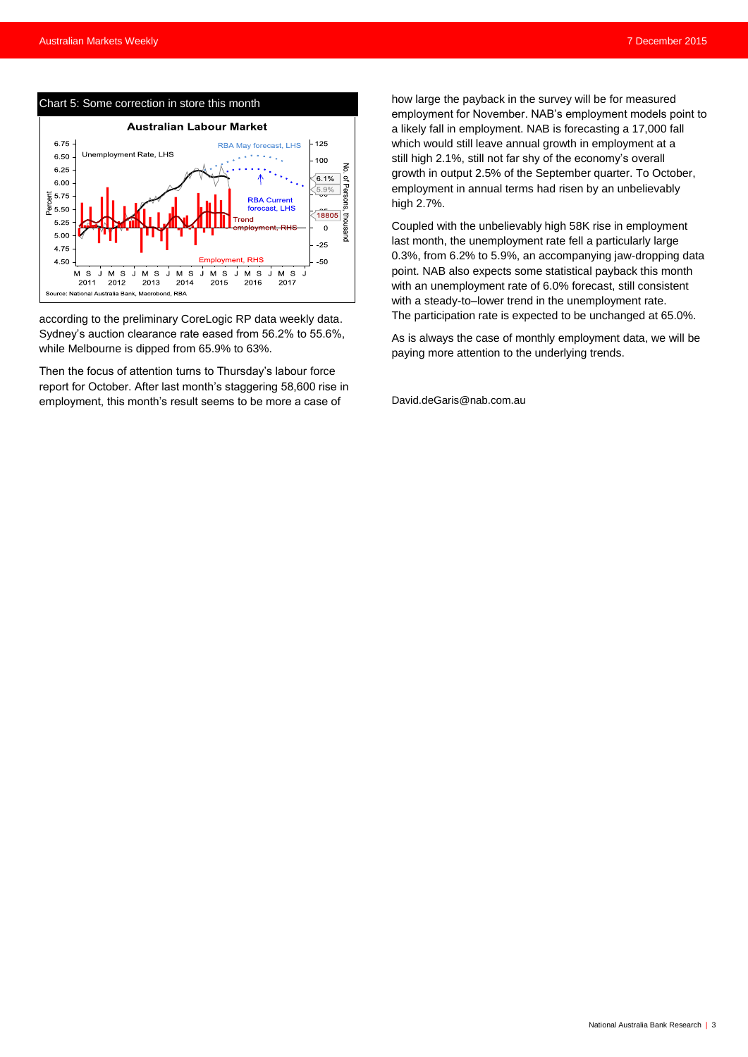Chart 5: Some correction in store this month

Source: National Australia Bank, Macrobond, RBA

according to the preliminary CoreLogic RP data weekly data. Sydney's auction clearance rate eased from 56.2% to 55.6%, while Melbourne is dipped from 65.9% to 63%.

Then the focus of attention turns to Thursday's labour force report for October. After last month's staggering 58,600 rise in employment, this month's result seems to be more a case of how large the payback in the survey will be for measured employment for November. NAB's employment models point to a likely fall in employment. NAB is forecasting a 17,000 fall which would still leave annual growth in employment at a still high 2.1%, still not far shy of the economy's overall growth in output 2.5% of the September quarter. To October, employment in annual terms had risen by an unbelievably high 2.7%.

Coupled with the unbelievably high 58K rise in employment last month, the unemployment rate fell a particularly large 0.3%, from 6.2% to 5.9%, an accompanying jaw-dropping data point. NAB also expects some statistical payback this month with an unemployment rate of 6.0% forecast, still consistent with a steady-to–lower trend in the unemployment rate. The participation rate is expected to be unchanged at 65.0%.

As is always the case of monthly employment data, we will be paying more attention to the underlying trends.

David.deGaris@nab.com.au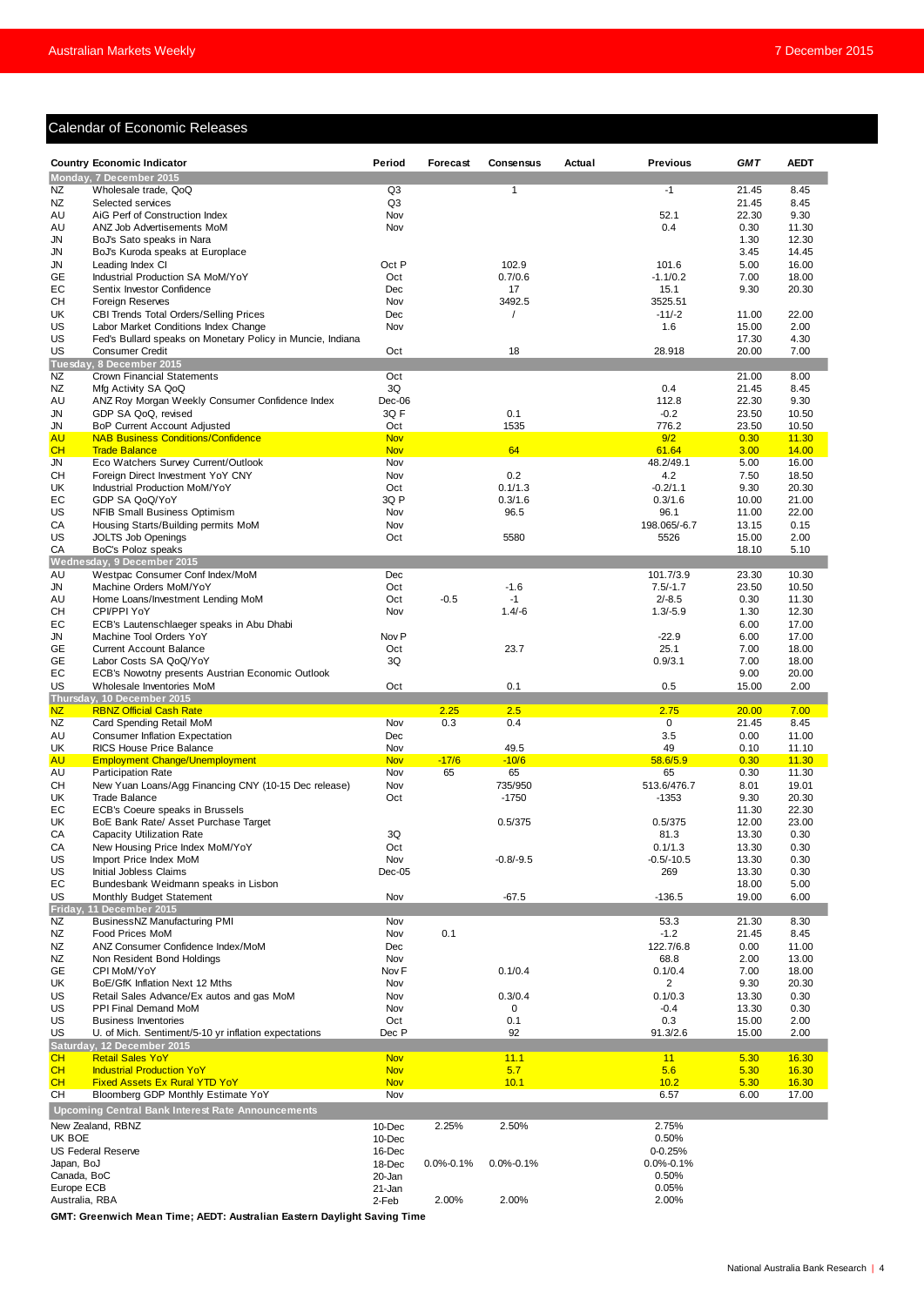## Calendar of Economic Releases

| Country | Economic Indicator | Period | Forecast | Consensus | Actual | Previous | GMT | AEDT |
|---|---|---|---|---|---|---|---|---|
| **Monday, 7 December 2015** | | | | | | | | |
| NZ | Wholesale trade, QoQ | Q3 | | 1 | | -1 | 21.45 | 8.45 |
| NZ | Selected services | Q3 | | | | | 21.45 | 8.45 |
| AU | AiG Perf of Construction Index | Nov | | | | 52.1 | 22.30 | 9.30 |
| AU | ANZ Job Advertisements MoM | Nov | | | | 0.4 | 0.30 | 11.30 |
| JN | BoJ's Sato speaks in Nara | | | | | | 1.30 | 12.30 |
| JN | BoJ's Kuroda speaks at Europlace | | | | | | 3.45 | 14.45 |
| JN | Leading Index CI | Oct P | | 102.9 | | 101.6 | 5.00 | 16.00 |
| GE | Industrial Production SA MoM/YoY | Oct | | 0.7/0.6 | | -1.1/0.2 | 7.00 | 18.00 |
| EC | Sentix Investor Confidence | Dec | | 17 | | 15.1 | 9.30 | 20.30 |
| CH | Foreign Reserves | Nov | | 3492.5 | | 3525.51 | | |
| UK | CBI Trends Total Orders/Selling Prices | Dec | | / | | -11/-2 | 11.00 | 22.00 |
| US | Labor Market Conditions Index Change | Nov | | | | 1.6 | 15.00 | 2.00 |
| US | Fed's Bullard speaks on Monetary Policy in Muncie, Indiana | | | | | | 17.30 | 4.30 |
| US | Consumer Credit | Oct | | 18 | | 28.918 | 20.00 | 7.00 |
| **Tuesday, 8 December 2015** | | | | | | | | |
| NZ | Crown Financial Statements | Oct | | | | | 21.00 | 8.00 |
| NZ | Mfg Activity SA QoQ | 3Q | | | | 0.4 | 21.45 | 8.45 |
| AU | ANZ Roy Morgan Weekly Consumer Confidence Index | Dec-06 | | | | 112.8 | 22.30 | 9.30 |
| JN | GDP SA QoQ, revised | 3Q F | | 0.1 | | -0.2 | 23.50 | 10.50 |
| JN | BoP Current Account Adjusted | Oct | | 1535 | | 776.2 | 23.50 | 10.50 |
| AU | NAB Business Conditions/Confidence | Nov | | | | 9/2 | 0.30 | 11.30 |
| CH | Trade Balance | Nov | | 64 | | 61.64 | 3.00 | 14.00 |
| JN | Eco Watchers Survey Current/Outlook | Nov | | | | 48.2/49.1 | 5.00 | 16.00 |
| CH | Foreign Direct Investment YoY CNY | Nov | | 0.2 | | 4.2 | 7.50 | 18.50 |
| UK | Industrial Production MoM/YoY | Oct | | 0.1/1.3 | | -0.2/1.1 | 9.30 | 20.30 |
| EC | GDP SA QoQ/YoY | 3Q P | | 0.3/1.6 | | 0.3/1.6 | 10.00 | 21.00 |
| US | NFIB Small Business Optimism | Nov | | 96.5 | | 96.1 | 11.00 | 22.00 |
| CA | Housing Starts/Building permits MoM | Nov | | | | 198.065/-6.7 | 13.15 | 0.15 |
| US | JOLTS Job Openings | Oct | | 5580 | | 5526 | 15.00 | 2.00 |
| CA | BoC's Poloz speaks | | | | | | 18.10 | 5.10 |
| **Wednesday, 9 December 2015** | | | | | | | | |
| AU | Westpac Consumer Conf Index/MoM | Dec | | | | 101.7/3.9 | 23.30 | 10.30 |
| JN | Machine Orders MoM/YoY | Oct | | -1.6 | | 7.5/-1.7 | 23.50 | 10.50 |
| AU | Home Loans/Investment Lending MoM | Oct | -0.5 | -1 | | 2/-8.5 | 0.30 | 11.30 |
| CH | CPI/PPI YoY | Nov | | 1.4/-6 | | 1.3/-5.9 | 1.30 | 12.30 |
| EC | ECB's Lautenschlaeger speaks in Abu Dhabi | | | | | | 6.00 | 17.00 |
| JN | Machine Tool Orders YoY | Nov P | | | | -22.9 | 6.00 | 17.00 |
| GE | Current Account Balance | Oct | | 23.7 | | 25.1 | 7.00 | 18.00 |
| GE | Labor Costs SA QoQ/YoY | 3Q | | | | 0.9/3.1 | 7.00 | 18.00 |
| EC | ECB's Nowotny presents Austrian Economic Outlook | | | | | | 9.00 | 20.00 |
| US | Wholesale Inventories MoM | Oct | | 0.1 | | 0.5 | 15.00 | 2.00 |
| **Thursday, 10 December 2015** | | | | | | | | |
| NZ | RBNZ Official Cash Rate | | 2.25 | 2.5 | | 2.75 | 20.00 | 7.00 |
| NZ | Card Spending Retail MoM | Nov | 0.3 | 0.4 | | 0 | 21.45 | 8.45 |
| AU | Consumer Inflation Expectation | Dec | | | | 3.5 | 0.00 | 11.00 |
| UK | RICS House Price Balance | Nov | | 49.5 | | 49 | 0.10 | 11.10 |
| AU | Employment Change/Unemployment | Nov | -17/6 | -10/6 | | 58.6/5.9 | 0.30 | 11.30 |
| AU | Participation Rate | Nov | 65 | 65 | | 65 | 0.30 | 11.30 |
| CH | New Yuan Loans/Agg Financing CNY (10-15 Dec release) | Nov | | 735/950 | | 513.6/476.7 | 8.01 | 19.01 |
| UK | Trade Balance | Oct | | -1750 | | -1353 | 9.30 | 20.30 |
| EC | ECB's Coeure speaks in Brussels | | | | | | 11.30 | 22.30 |
| UK | BoE Bank Rate/ Asset Purchase Target | | | 0.5/375 | | 0.5/375 | 12.00 | 23.00 |
| CA | Capacity Utilization Rate | 3Q | | | | 81.3 | 13.30 | 0.30 |
| CA | New Housing Price Index MoM/YoY | Oct | | | | 0.1/1.3 | 13.30 | 0.30 |
| US | Import Price Index MoM | Nov | | -0.8/-9.5 | | -0.5/-10.5 | 13.30 | 0.30 |
| US | Initial Jobless Claims | Dec-05 | | | | 269 | 13.30 | 0.30 |
| EC | Bundesbank Weidmann speaks in Lisbon | | | | | | 18.00 | 5.00 |
| US | Monthly Budget Statement | Nov | | -67.5 | | -136.5 | 19.00 | 6.00 |
| **Friday, 11 December 2015** | | | | | | | | |
| NZ | BusinessNZ Manufacturing PMI | Nov | | | | 53.3 | 21.30 | 8.30 |
| NZ | Food Prices MoM | Nov | 0.1 | | | -1.2 | 21.45 | 8.45 |
| NZ | ANZ Consumer Confidence Index/MoM | Dec | | | | 122.7/6.8 | 0.00 | 11.00 |
| NZ | Non Resident Bond Holdings | Nov | | | | 68.8 | 2.00 | 13.00 |
| GE | CPI MoM/YoY | Nov F | | 0.1/0.4 | | 0.1/0.4 | 7.00 | 18.00 |
| UK | BoE/GfK Inflation Next 12 Mths | Nov | | | | 2 | 9.30 | 20.30 |
| US | Retail Sales Advance/Ex autos and gas MoM | Nov | | 0.3/0.4 | | 0.1/0.3 | 13.30 | 0.30 |
| US | PPI Final Demand MoM | Nov | | 0 | | -0.4 | 13.30 | 0.30 |
| US | Business Inventories | Oct | | 0.1 | | 0.3 | 15.00 | 2.00 |
| US | U. of Mich. Sentiment/5-10 yr inflation expectations | Dec P | | 92 | | 91.3/2.6 | 15.00 | 2.00 |
| **Saturday, 12 December 2015** | | | | | | | | |
| CH | Retail Sales YoY | Nov | | 11.1 | | 11 | 5.30 | 16.30 |
| CH | Industrial Production YoY | Nov | | 5.7 | | 5.6 | 5.30 | 16.30 |
| CH | Fixed Assets Ex Rural YTD YoY | Nov | | 10.1 | | 10.2 | 5.30 | 16.30 |
| CH | Bloomberg GDP Monthly Estimate YoY | Nov | | | | 6.57 | 6.00 | 17.00 |
| **Upcoming Central Bank Interest Rate Announcements** | | | | | | | | |
| | New Zealand, RBNZ | 10-Dec | 2.25% | 2.50% | | 2.75% | | |
| | UK BOE | 10-Dec | | | | 0.50% | | |
| | US Federal Reserve | 16-Dec | | | | 0-0.25% | | |
| | Japan, BoJ | 18-Dec | 0.0%-0.1% | 0.0%-0.1% | | 0.0%-0.1% | | |
| | Canada, BoC | 20-Jan | | | | 0.50% | | |
| | Europe ECB | 21-Jan | | | | 0.05% | | |
| | Australia, RBA | 2-Feb | 2.00% | 2.00% | | 2.00% | | |

**GMT: Greenwich Mean Time; AEDT: Australian Eastern Daylight Saving Time**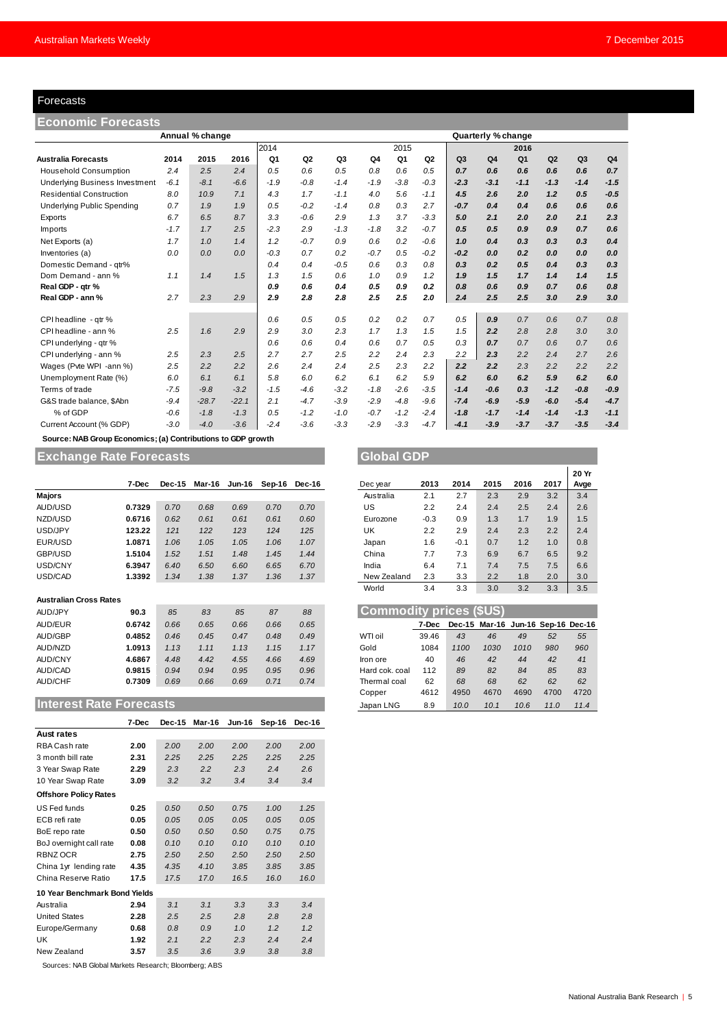# Forecasts

## Economic Forecasts

| | Annual % change | | | Quarterly % change | | | | | | | | | | | | |
|---|---|---|---|---|---|---|---|---|---|---|---|---|---|---|---|---|
| | | | | 2014 | | | | 2015 | | | | 2016 | | | | |
| **Australia Forecasts** | **2014** | **2015** | **2016** | **Q1** | **Q2** | **Q3** | **Q4** | **Q1** | **Q2** | **Q3** | **Q4** | **Q1** | **Q2** | **Q3** | **Q4** | |
| Household Consumption | 2.4 | 2.5 | 2.4 | 0.5 | 0.6 | 0.5 | 0.8 | 0.6 | 0.5 | 0.7 | 0.6 | 0.6 | 0.6 | 0.6 | 0.7 | |
| Underlying Business Investment | -6.1 | -8.1 | -6.6 | -1.9 | -0.8 | -1.4 | -1.9 | -3.8 | -0.3 | -2.3 | -3.1 | -1.1 | -1.3 | -1.4 | -1.5 | |
| Residential Construction | 8.0 | 10.9 | 7.1 | 4.3 | 1.7 | -1.1 | 4.0 | 5.6 | -1.1 | 4.5 | 2.6 | 2.0 | 1.2 | 0.5 | -0.5 | |
| Underlying Public Spending | 0.7 | 1.9 | 1.9 | 0.5 | -0.2 | -1.4 | 0.8 | 0.3 | 2.7 | -0.7 | 0.4 | 0.4 | 0.6 | 0.6 | 0.6 | |
| Exports | 6.7 | 6.5 | 8.7 | 3.3 | -0.6 | 2.9 | 1.3 | 3.7 | -3.3 | 5.0 | 2.1 | 2.0 | 2.0 | 2.1 | 2.3 | |
| Imports | -1.7 | 1.7 | 2.5 | -2.3 | 2.9 | -1.3 | -1.8 | 3.2 | -0.7 | 0.5 | 0.5 | 0.9 | 0.9 | 0.7 | 0.6 | |
| Net Exports (a) | 1.7 | 1.0 | 1.4 | 1.2 | -0.7 | 0.9 | 0.6 | 0.2 | -0.6 | 1.0 | 0.4 | 0.3 | 0.3 | 0.3 | 0.4 | |
| Inventories (a) | 0.0 | 0.0 | 0.0 | -0.3 | 0.7 | 0.2 | -0.7 | 0.5 | -0.2 | -0.2 | 0.0 | 0.2 | 0.0 | 0.0 | 0.0 | |
| Domestic Demand - qtr% | | | | 0.4 | 0.4 | -0.5 | 0.6 | 0.3 | 0.8 | 0.3 | 0.2 | 0.5 | 0.4 | 0.3 | 0.3 | |
| Dom Demand - ann % | 1.1 | 1.4 | 1.5 | 1.3 | 1.5 | 0.6 | 1.0 | 0.9 | 1.2 | 1.9 | 1.5 | 1.7 | 1.4 | 1.4 | 1.5 | |
| **Real GDP - qtr %** | | | | 0.9 | 0.6 | 0.4 | 0.5 | 0.9 | 0.2 | 0.8 | 0.6 | 0.9 | 0.7 | 0.6 | 0.8 | |
| **Real GDP - ann %** | 2.7 | 2.3 | 2.9 | 2.9 | 2.8 | 2.8 | 2.5 | 2.5 | 2.0 | 2.4 | 2.5 | 2.5 | 3.0 | 2.9 | 3.0 | |
| | | | | | | | | | | | | | | | | |
| CPI headline - qtr % | | | | 0.6 | 0.5 | 0.5 | 0.2 | 0.2 | 0.7 | 0.5 | 0.9 | 0.7 | 0.6 | 0.7 | 0.8 | |
| CPI headline - ann % | 2.5 | 1.6 | 2.9 | 2.9 | 3.0 | 2.3 | 1.7 | 1.3 | 1.5 | 1.5 | 2.2 | 2.8 | 2.8 | 3.0 | 3.0 | |
| CPI underlying - qtr % | | | | 0.6 | 0.6 | 0.4 | 0.6 | 0.7 | 0.5 | 0.3 | 0.7 | 0.7 | 0.6 | 0.7 | 0.6 | |
| CPI underlying - ann % | 2.5 | 2.3 | 2.5 | 2.7 | 2.7 | 2.5 | 2.2 | 2.4 | 2.3 | 2.2 | 2.3 | 2.2 | 2.4 | 2.7 | 2.6 | |
| Wages (Pvte WPI -ann %) | 2.5 | 2.2 | 2.2 | 2.6 | 2.4 | 2.4 | 2.5 | 2.3 | 2.2 | 2.2 | 2.2 | 2.3 | 2.2 | 2.2 | 2.2 | |
| Unemployment Rate (%) | 6.0 | 6.1 | 6.1 | 5.8 | 6.0 | 6.2 | 6.1 | 6.2 | 5.9 | 6.2 | 6.0 | 6.2 | 5.9 | 6.2 | 6.0 | |
| Terms of trade | -7.5 | -9.8 | -3.2 | -1.5 | -4.6 | -3.2 | -1.8 | -2.6 | -3.5 | -1.4 | -0.6 | 0.3 | -1.2 | -0.8 | -0.9 | |
| G&S trade balance, $Abn | -9.4 | -28.7 | -22.1 | 2.1 | -4.7 | -3.9 | -2.9 | -4.8 | -9.6 | -7.4 | -6.9 | -5.9 | -6.0 | -5.4 | -4.7 | |
| % of GDP | -0.6 | -1.8 | -1.3 | 0.5 | -1.2 | -1.0 | -0.7 | -1.2 | -2.4 | -1.8 | -1.7 | -1.4 | -1.4 | -1.3 | -1.1 | |
| Current Account (% GDP) | -3.0 | -4.0 | -3.6 | -2.4 | -3.6 | -3.3 | -2.9 | -3.3 | -4.7 | -4.1 | -3.9 | -3.7 | -3.7 | -3.5 | -3.4 | |

**Source: NAB Group Economics; (a) Contributions to GDP growth**

## Exchange Rate Forecasts

| | 7-Dec | Dec-15 | Mar-16 | Jun-16 | Sep-16 | Dec-16 |
|---|---|---|---|---|---|---|
| **Majors** | | | | | | |
| AUD/USD | **0.7329** | 0.70 | 0.68 | 0.69 | 0.70 | 0.70 |
| NZD/USD | **0.6716** | 0.62 | 0.61 | 0.61 | 0.61 | 0.60 |
| USD/JPY | **123.22** | 121 | 122 | 123 | 124 | 125 |
| EUR/USD | **1.0871** | 1.06 | 1.05 | 1.05 | 1.06 | 1.07 |
| GBP/USD | **1.5104** | 1.52 | 1.51 | 1.48 | 1.45 | 1.44 |
| USD/CNY | **6.3947** | 6.40 | 6.50 | 6.60 | 6.65 | 6.70 |
| USD/CAD | **1.3392** | 1.34 | 1.38 | 1.37 | 1.36 | 1.37 |
| **Australian Cross Rates** | | | | | | |
| AUD/JPY | **90.3** | 85 | 83 | 85 | 87 | 88 |
| AUD/EUR | **0.6742** | 0.66 | 0.65 | 0.66 | 0.66 | 0.65 |
| AUD/GBP | **0.4852** | 0.46 | 0.45 | 0.47 | 0.48 | 0.49 |
| AUD/NZD | **1.0913** | 1.13 | 1.11 | 1.13 | 1.15 | 1.17 |
| AUD/CNY | **4.6867** | 4.48 | 4.42 | 4.55 | 4.66 | 4.69 |
| AUD/CAD | **0.9815** | 0.94 | 0.94 | 0.95 | 0.95 | 0.96 |
| AUD/CHF | **0.7309** | 0.69 | 0.66 | 0.69 | 0.71 | 0.74 |

## Interest Rate Forecasts

| | 7-Dec | Dec-15 | Mar-16 | Jun-16 | Sep-16 | Dec-16 |
|---|---|---|---|---|---|---|
| **Aust rates** | | | | | | |
| RBA Cash rate | **2.00** | 2.00 | 2.00 | 2.00 | 2.00 | 2.00 |
| 3 month bill rate | **2.31** | 2.25 | 2.25 | 2.25 | 2.25 | 2.25 |
| 3 Year Swap Rate | **2.29** | 2.3 | 2.2 | 2.3 | 2.4 | 2.6 |
| 10 Year Swap Rate | **3.09** | 3.2 | 3.2 | 3.4 | 3.4 | 3.4 |
| **Offshore Policy Rates** | | | | | | |
| US Fed funds | **0.25** | 0.50 | 0.50 | 0.75 | 1.00 | 1.25 |
| ECB refi rate | **0.05** | 0.05 | 0.05 | 0.05 | 0.05 | 0.05 |
| BoE repo rate | **0.50** | 0.50 | 0.50 | 0.50 | 0.75 | 0.75 |
| BoJ overnight call rate | **0.08** | 0.10 | 0.10 | 0.10 | 0.10 | 0.10 |
| RBNZ OCR | **2.75** | 2.50 | 2.50 | 2.50 | 2.50 | 2.50 |
| China 1yr lending rate | **4.35** | 4.35 | 4.10 | 3.85 | 3.85 | 3.85 |
| China Reserve Ratio | **17.5** | 17.5 | 17.0 | 16.5 | 16.0 | 16.0 |
| **10 Year Benchmark Bond Yields** | | | | | | |
| Australia | **2.94** | 3.1 | 3.1 | 3.3 | 3.3 | 3.4 |
| United States | **2.28** | 2.5 | 2.5 | 2.8 | 2.8 | 2.8 |
| Europe/Germany | **0.68** | 0.8 | 0.9 | 1.0 | 1.2 | 1.2 |
| UK | **1.92** | 2.1 | 2.2 | 2.3 | 2.4 | 2.4 |
| New Zealand | **3.57** | 3.5 | 3.6 | 3.9 | 3.8 | 3.8 |

Sources: NAB Global Markets Research; Bloomberg; ABS

## Global GDP

| Dec year | 2013 | 2014 | 2015 | 2016 | 2017 | 20 Yr Avge |
|---|---|---|---|---|---|---|
| Australia | 2.1 | 2.7 | 2.3 | 2.9 | 3.2 | 3.4 |
| US | 2.2 | 2.4 | 2.4 | 2.5 | 2.4 | 2.6 |
| Eurozone | -0.3 | 0.9 | 1.3 | 1.7 | 1.9 | 1.5 |
| UK | 2.2 | 2.9 | 2.4 | 2.3 | 2.2 | 2.4 |
| Japan | 1.6 | -0.1 | 0.7 | 1.2 | 1.0 | 0.8 |
| China | 7.7 | 7.3 | 6.9 | 6.7 | 6.5 | 9.2 |
| India | 6.4 | 7.1 | 7.4 | 7.5 | 7.5 | 6.6 |
| New Zealand | 2.3 | 3.3 | 2.2 | 1.8 | 2.0 | 3.0 |
| World | 3.4 | 3.3 | 3.0 | 3.2 | 3.3 | 3.5 |

## Commodity prices ($US)

| | 7-Dec | Dec-15 | Mar-16 | Jun-16 | Sep-16 | Dec-16 |
|---|---|---|---|---|---|---|
| WTI oil | 39.46 | 43 | 46 | 49 | 52 | 55 |
| Gold | 1084 | 1100 | 1030 | 1010 | 980 | 960 |
| Iron ore | 40 | 46 | 42 | 44 | 42 | 41 |
| Hard cok. coal | 112 | 89 | 82 | 84 | 85 | 83 |
| Thermal coal | 62 | 68 | 68 | 62 | 62 | 62 |
| Copper | 4612 | 4950 | 4670 | 4690 | 4700 | 4720 |
| Japan LNG | 8.9 | 10.0 | 10.1 | 10.6 | 11.0 | 11.4 |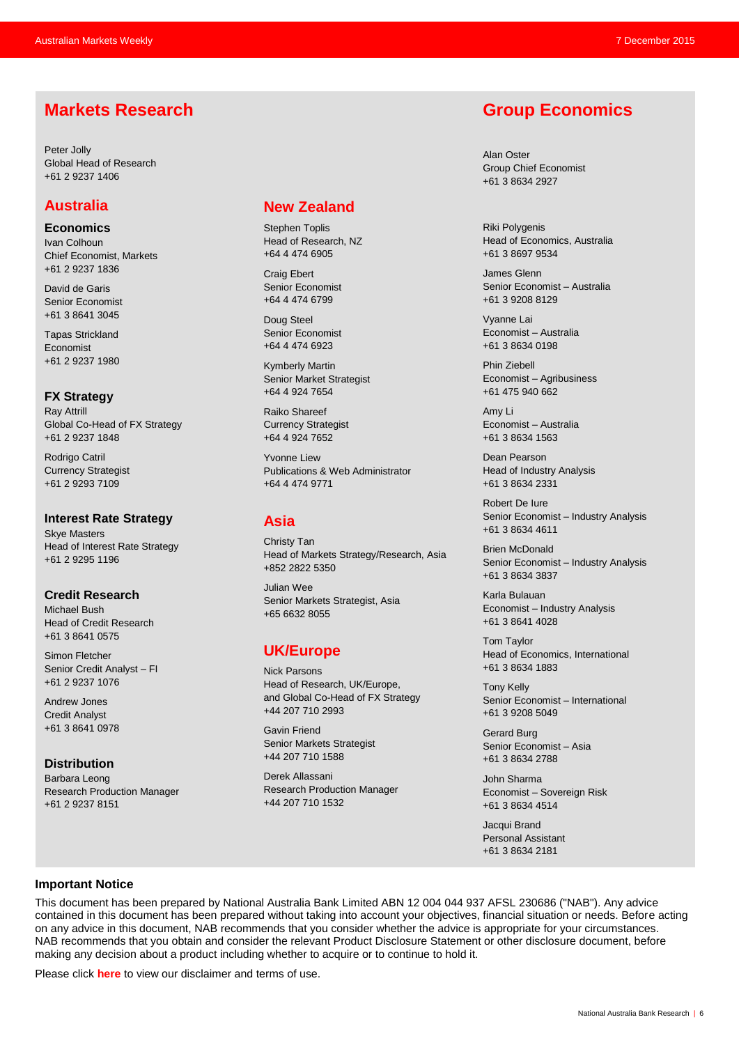# Markets Research

Peter Jolly
Global Head of Research
+61 2 9237 1406

## Australia

### Economics

Ivan Colhoun
Chief Economist, Markets
+61 2 9237 1836

David de Garis
Senior Economist
+61 3 8641 3045

Tapas Strickland
Economist
+61 2 9237 1980

### FX Strategy

Ray Attrill
Global Co-Head of FX Strategy
+61 2 9237 1848

Rodrigo Catril
Currency Strategist
+61 2 9293 7109

### Interest Rate Strategy

Skye Masters
Head of Interest Rate Strategy
+61 2 9295 1196

### Credit Research

Michael Bush
Head of Credit Research
+61 3 8641 0575

Simon Fletcher
Senior Credit Analyst – FI
+61 2 9237 1076

Andrew Jones
Credit Analyst
+61 3 8641 0978

### Distribution

Barbara Leong
Research Production Manager
+61 2 9237 8151

## New Zealand

Stephen Toplis
Head of Research, NZ
+64 4 474 6905

Craig Ebert
Senior Economist
+64 4 474 6799

Doug Steel
Senior Economist
+64 4 474 6923

Kymberly Martin
Senior Market Strategist
+64 4 924 7654

Raiko Shareef
Currency Strategist
+64 4 924 7652

Yvonne Liew
Publications & Web Administrator
+64 4 474 9771

## Asia

Christy Tan
Head of Markets Strategy/Research, Asia
+852 2822 5350

Julian Wee
Senior Markets Strategist, Asia
+65 6632 8055

## UK/Europe

Nick Parsons
Head of Research, UK/Europe,
and Global Co-Head of FX Strategy
+44 207 710 2993

Gavin Friend
Senior Markets Strategist
+44 207 710 1588

Derek Allassani
Research Production Manager
+44 207 710 1532

# Group Economics

Alan Oster
Group Chief Economist
+61 3 8634 2927

Riki Polygenis
Head of Economics, Australia
+61 3 8697 9534

James Glenn
Senior Economist – Australia
+61 3 9208 8129

Vyanne Lai
Economist – Australia
+61 3 8634 0198

Phin Ziebell
Economist – Agribusiness
+61 475 940 662

Amy Li
Economist – Australia
+61 3 8634 1563

Dean Pearson
Head of Industry Analysis
+61 3 8634 2331

Robert De Iure
Senior Economist – Industry Analysis
+61 3 8634 4611

Brien McDonald
Senior Economist – Industry Analysis
+61 3 8634 3837

Karla Bulauan
Economist – Industry Analysis
+61 3 8641 4028

Tom Taylor
Head of Economics, International
+61 3 8634 1883

Tony Kelly
Senior Economist – International
+61 3 9208 5049

Gerard Burg
Senior Economist – Asia
+61 3 8634 2788

John Sharma
Economist – Sovereign Risk
+61 3 8634 4514

Jacqui Brand
Personal Assistant
+61 3 8634 2181

### Important Notice

This document has been prepared by National Australia Bank Limited ABN 12 004 044 937 AFSL 230686 ("NAB"). Any advice contained in this document has been prepared without taking into account your objectives, financial situation or needs. Before acting on any advice in this document, NAB recommends that you consider whether the advice is appropriate for your circumstances. NAB recommends that you obtain and consider the relevant Product Disclosure Statement or other disclosure document, before making any decision about a product including whether to acquire or to continue to hold it.

Please click **here** to view our disclaimer and terms of use.